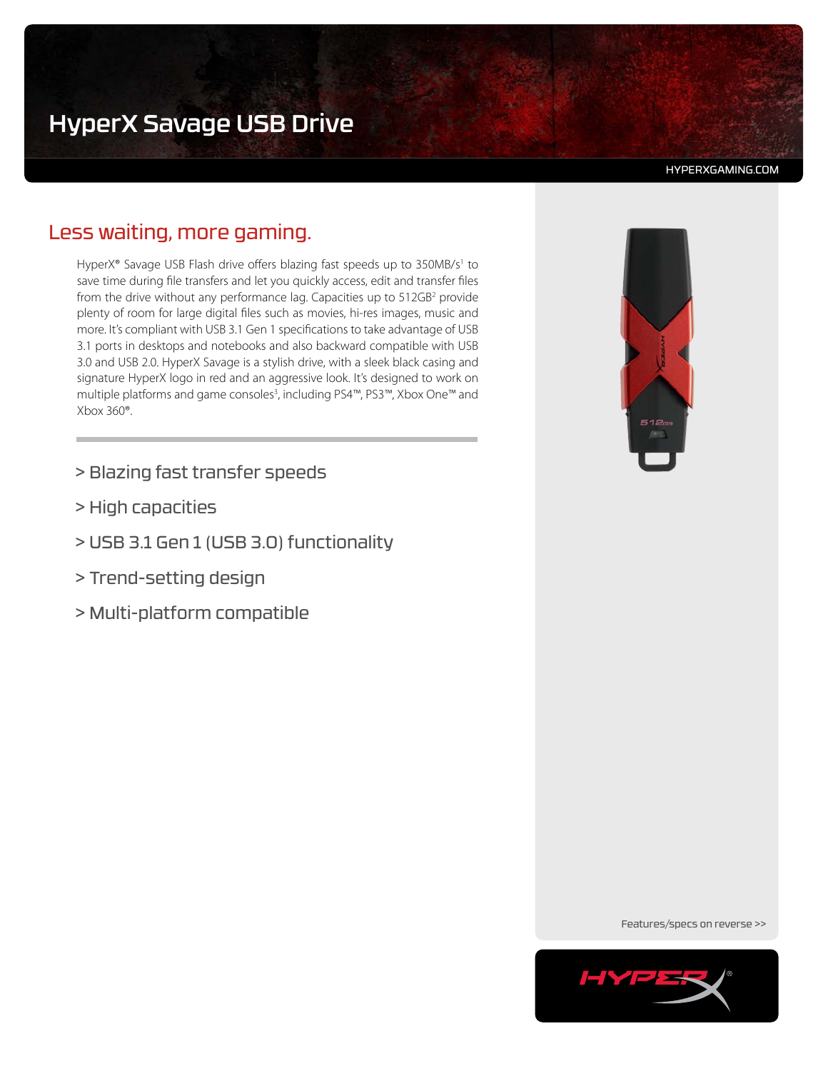# HyperX Savage USB Drive

HYPERXGAMING.COM

## Less waiting, more gaming.

HyperX® Savage USB Flash drive offers blazing fast speeds up to 350MB/s[1] to save time during file transfers and let you quickly access, edit and transfer files from the drive without any performance lag. Capacities up to 512GB[2] provide plenty of room for large digital files such as movies, hi-res images, music and more. It's compliant with USB 3.1 Gen 1 specifications to take advantage of USB 3.1 ports in desktops and notebooks and also backward compatible with USB 3.0 and USB 2.0. HyperX Savage is a stylish drive, with a sleek black casing and signature HyperX logo in red and an aggressive look. It's designed to work on multiple platforms and game consoles[3], including PS4™, PS3™, Xbox One™ and Xbox 360®.

> Blazing fast transfer speeds

> High capacities

> USB 3.1 Gen 1 (USB 3.0) functionality

> Trend-setting design

> Multi-platform compatible

Features/specs on reverse >>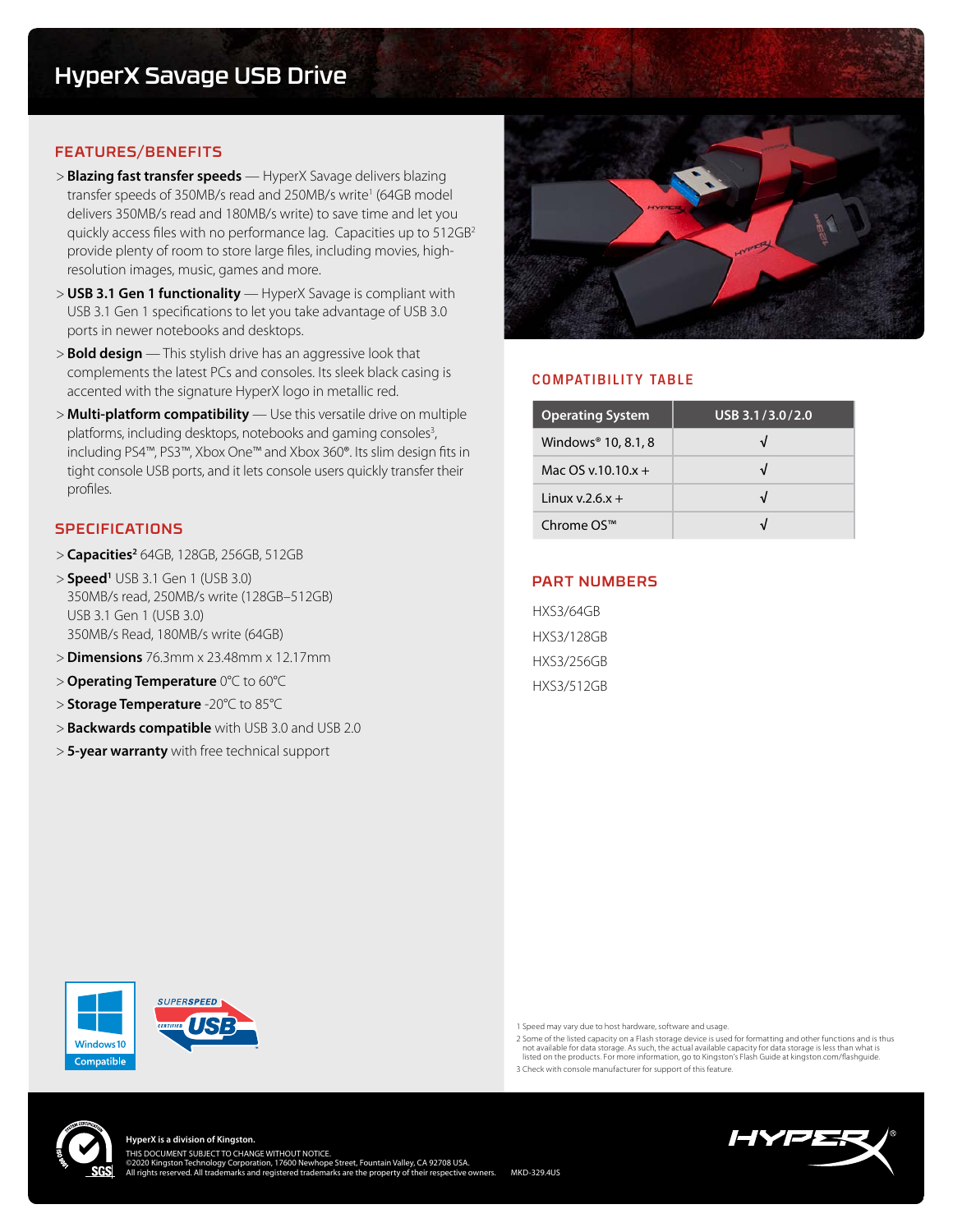# HyperX Savage USB Drive

## FEATURES/BENEFITS

- > **Blazing fast transfer speeds** — HyperX Savage delivers blazing transfer speeds of 350MB/s read and 250MB/s write[1] (64GB model delivers 350MB/s read and 180MB/s write) to save time and let you quickly access files with no performance lag. Capacities up to 512GB[2] provide plenty of room to store large files, including movies, high-resolution images, music, games and more.
- > **USB 3.1 Gen 1 functionality** — HyperX Savage is compliant with USB 3.1 Gen 1 specifications to let you take advantage of USB 3.0 ports in newer notebooks and desktops.
- > **Bold design** — This stylish drive has an aggressive look that complements the latest PCs and consoles. Its sleek black casing is accented with the signature HyperX logo in metallic red.
- > **Multi-platform compatibility** — Use this versatile drive on multiple platforms, including desktops, notebooks and gaming consoles[3], including PS4™, PS3™, Xbox One™ and Xbox 360®. Its slim design fits in tight console USB ports, and it lets console users quickly transfer their profiles.

## SPECIFICATIONS

- > **Capacities[2]** 64GB, 128GB, 256GB, 512GB
- > **Speed[1]** USB 3.1 Gen 1 (USB 3.0)
  350MB/s read, 250MB/s write (128GB–512GB)
  USB 3.1 Gen 1 (USB 3.0)
  350MB/s Read, 180MB/s write (64GB)
- > **Dimensions** 76.3mm x 23.48mm x 12.17mm
- > **Operating Temperature** 0°C to 60°C
- > **Storage Temperature** -20°C to 85°C
- > **Backwards compatible** with USB 3.0 and USB 2.0
- > **5-year warranty** with free technical support

## COMPATIBILITY TABLE

| Operating System | USB 3.1/3.0/2.0 |
| --- | --- |
| Windows® 10, 8.1, 8 | √ |
| Mac OS v.10.10.x + | √ |
| Linux v.2.6.x + | √ |
| Chrome OS™ | √ |

## PART NUMBERS

HXS3/64GB

HXS3/128GB

HXS3/256GB

HXS3/512GB

Windows 10 Compatible

SUPERSPEED CERTIFIED USB

1 Speed may vary due to host hardware, software and usage.

2 Some of the listed capacity on a Flash storage device is used for formatting and other functions and is thus not available for data storage. As such, the actual available capacity for data storage is less than what is listed on the products. For more information, go to Kingston's Flash Guide at kingston.com/flashguide.

3 Check with console manufacturer for support of this feature.

**HyperX is a division of Kingston.**

THIS DOCUMENT SUBJECT TO CHANGE WITHOUT NOTICE.
©2020 Kingston Technology Corporation, 17600 Newhope Street, Fountain Valley, CA 92708 USA.
All rights reserved. All trademarks and registered trademarks are the property of their respective owners. MKD-329.4US